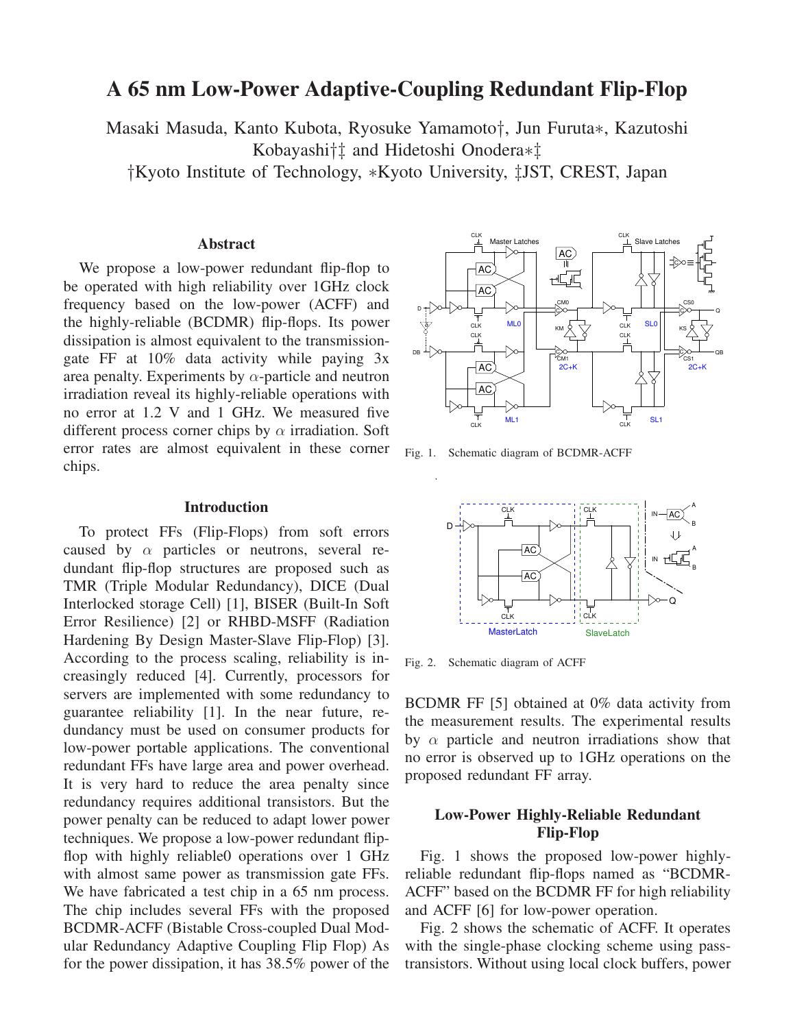# A 65 nm Low-Power Adaptive-Coupling Redundant Flip-Flop

Masaki Masuda, Kanto Kubota, Ryosuke Yamamoto†, Jun Furuta∗, Kazutoshi Kobayashi†‡ and Hidetoshi Onodera∗‡

†Kyoto Institute of Technology, ∗Kyoto University, ‡JST, CREST, Japan

## Abstract

We propose a low-power redundant flip-flop to be operated with high reliability over 1GHz clock frequency based on the low-power (ACFF) and the highly-reliable (BCDMR) flip-flops. Its power dissipation is almost equivalent to the transmission-gate FF at 10% data activity while paying 3x area penalty. Experiments by $\alpha$-particle and neutron irradiation reveal its highly-reliable operations with no error at 1.2 V and 1 GHz. We measured five different process corner chips by $\alpha$ irradiation. Soft error rates are almost equivalent in these corner chips.

## Introduction

To protect FFs (Flip-Flops) from soft errors caused by $\alpha$ particles or neutrons, several redundant flip-flop structures are proposed such as TMR (Triple Modular Redundancy), DICE (Dual Interlocked storage Cell) [1], BISER (Built-In Soft Error Resilience) [2] or RHBD-MSFF (Radiation Hardening By Design Master-Slave Flip-Flop) [3]. According to the process scaling, reliability is increasingly reduced [4]. Currently, processors for servers are implemented with some redundancy to guarantee reliability [1]. In the near future, redundancy must be used on consumer products for low-power portable applications. The conventional redundant FFs have large area and power overhead. It is very hard to reduce the area penalty since redundancy requires additional transistors. But the power penalty can be reduced to adapt lower power techniques. We propose a low-power redundant flip-flop with highly reliable0 operations over 1 GHz with almost same power as transmission gate FFs. We have fabricated a test chip in a 65 nm process. The chip includes several FFs with the proposed BCDMR-ACFF (Bistable Cross-coupled Dual Modular Redundancy Adaptive Coupling Flip Flop) As for the power dissipation, it has 38.5% power of the BCDMR FF [5] obtained at 0% data activity from the measurement results. The experimental results by $\alpha$ particle and neutron irradiations show that no error is observed up to 1GHz operations on the proposed redundant FF array.

Fig. 1. Schematic diagram of BCDMR-ACFF

Fig. 2. Schematic diagram of ACFF

## Low-Power Highly-Reliable Redundant Flip-Flop

Fig. 1 shows the proposed low-power highly-reliable redundant flip-flops named as "BCDMR-ACFF" based on the BCDMR FF for high reliability and ACFF [6] for low-power operation.

Fig. 2 shows the schematic of ACFF. It operates with the single-phase clocking scheme using pass-transistors. Without using local clock buffers, power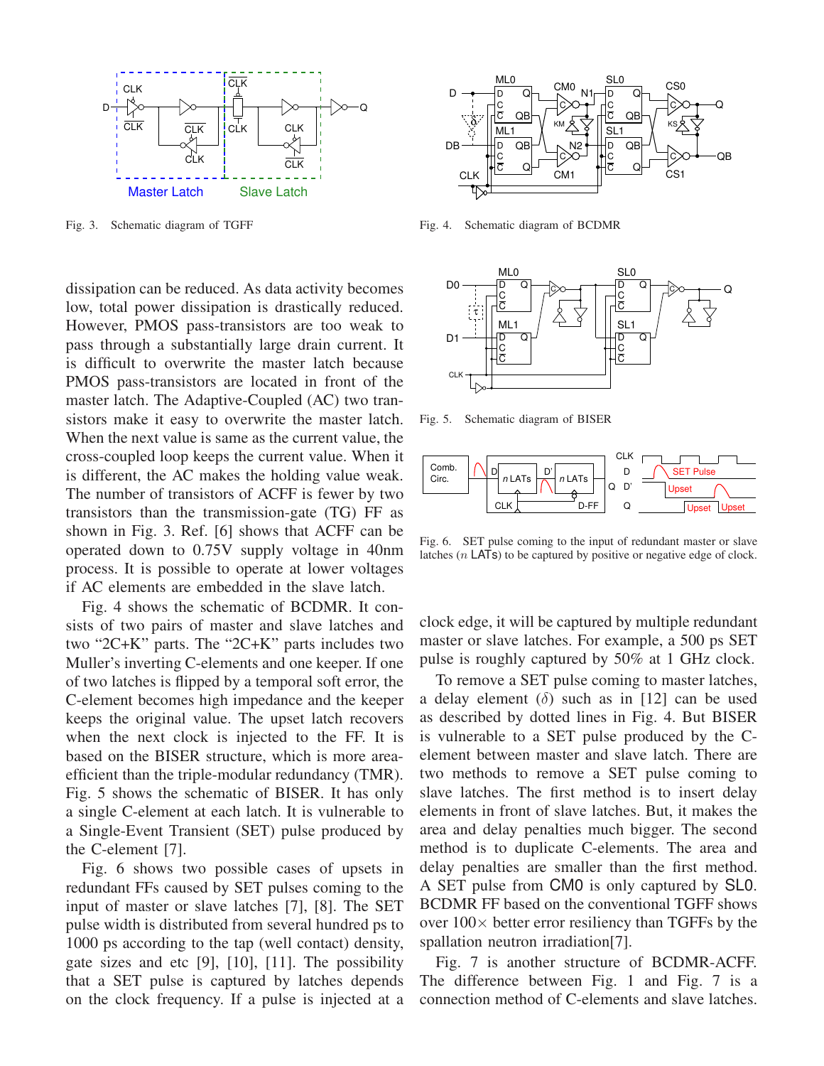Fig. 3. Schematic diagram of TGFF

Fig. 4. Schematic diagram of BCDMR

Fig. 5. Schematic diagram of BISER

Fig. 6. SET pulse coming to the input of redundant master or slave latches ($n$ LATs) to be captured by positive or negative edge of clock.

dissipation can be reduced. As data activity becomes low, total power dissipation is drastically reduced. However, PMOS pass-transistors are too weak to pass through a substantially large drain current. It is difficult to overwrite the master latch because PMOS pass-transistors are located in front of the master latch. The Adaptive-Coupled (AC) two transistors make it easy to overwrite the master latch. When the next value is same as the current value, the cross-coupled loop keeps the current value. When it is different, the AC makes the holding value weak. The number of transistors of ACFF is fewer by two transistors than the transmission-gate (TG) FF as shown in Fig. 3. Ref. [6] shows that ACFF can be operated down to 0.75V supply voltage in 40nm process. It is possible to operate at lower voltages if AC elements are embedded in the slave latch.

Fig. 4 shows the schematic of BCDMR. It consists of two pairs of master and slave latches and two "2C+K" parts. The "2C+K" parts includes two Muller's inverting C-elements and one keeper. If one of two latches is flipped by a temporal soft error, the C-element becomes high impedance and the keeper keeps the original value. The upset latch recovers when the next clock is injected to the FF. It is based on the BISER structure, which is more area-efficient than the triple-modular redundancy (TMR). Fig. 5 shows the schematic of BISER. It has only a single C-element at each latch. It is vulnerable to a Single-Event Transient (SET) pulse produced by the C-element [7].

Fig. 6 shows two possible cases of upsets in redundant FFs caused by SET pulses coming to the input of master or slave latches [7], [8]. The SET pulse width is distributed from several hundred ps to 1000 ps according to the tap (well contact) density, gate sizes and etc [9], [10], [11]. The possibility that a SET pulse is captured by latches depends on the clock frequency. If a pulse is injected at a clock edge, it will be captured by multiple redundant master or slave latches. For example, a 500 ps SET pulse is roughly captured by 50% at 1 GHz clock.

To remove a SET pulse coming to master latches, a delay element ($\delta$) such as in [12] can be used as described by dotted lines in Fig. 4. But BISER is vulnerable to a SET pulse produced by the C-element between master and slave latch. There are two methods to remove a SET pulse coming to slave latches. The first method is to insert delay elements in front of slave latches. But, it makes the area and delay penalties much bigger. The second method is to duplicate C-elements. The area and delay penalties are smaller than the first method. A SET pulse from CM0 is only captured by SL0. BCDMR FF based on the conventional TGFF shows over 100× better error resiliency than TGFFs by the spallation neutron irradiation[7].

Fig. 7 is another structure of BCDMR-ACFF. The difference between Fig. 1 and Fig. 7 is a connection method of C-elements and slave latches.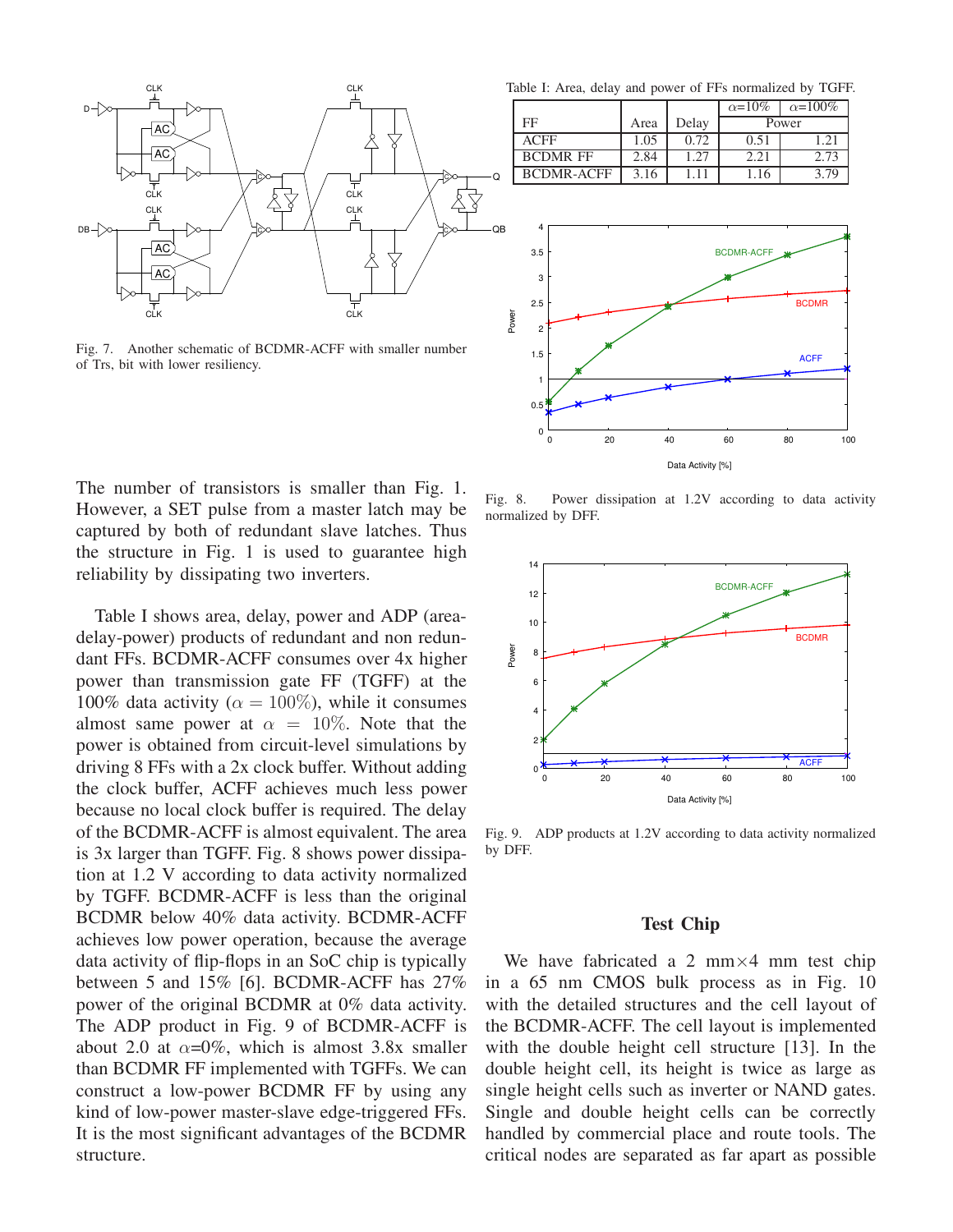Fig. 7. Another schematic of BCDMR-ACFF with smaller number of Trs, bit with lower resiliency.

The number of transistors is smaller than Fig. 1. However, a SET pulse from a master latch may be captured by both of redundant slave latches. Thus the structure in Fig. 1 is used to guarantee high reliability by dissipating two inverters.

Table I shows area, delay, power and ADP (area-delay-power) products of redundant and non redundant FFs. BCDMR-ACFF consumes over 4x higher power than transmission gate FF (TGFF) at the 100% data activity ($\alpha = 100\%$), while it consumes almost same power at $\alpha = 10\%$. Note that the power is obtained from circuit-level simulations by driving 8 FFs with a 2x clock buffer. Without adding the clock buffer, ACFF achieves much less power because no local clock buffer is required. The delay of the BCDMR-ACFF is almost equivalent. The area is 3x larger than TGFF. Fig. 8 shows power dissipation at 1.2 V according to data activity normalized by TGFF. BCDMR-ACFF is less than the original BCDMR below 40% data activity. BCDMR-ACFF achieves low power operation, because the average data activity of flip-flops in an SoC chip is typically between 5 and 15% [6]. BCDMR-ACFF has 27% power of the original BCDMR at 0% data activity. The ADP product in Fig. 9 of BCDMR-ACFF is about 2.0 at $\alpha$=0%, which is almost 3.8x smaller than BCDMR FF implemented with TGFFs. We can construct a low-power BCDMR FF by using any kind of low-power master-slave edge-triggered FFs. It is the most significant advantages of the BCDMR structure.

Table I: Area, delay and power of FFs normalized by TGFF.

| FF | Area | Delay | Power $\alpha$=10% | Power $\alpha$=100% |
|---|---|---|---|---|
| ACFF | 1.05 | 0.72 | 0.51 | 1.21 |
| BCDMR FF | 2.84 | 1.27 | 2.21 | 2.73 |
| BCDMR-ACFF | 3.16 | 1.11 | 1.16 | 3.79 |

Fig. 8. Power dissipation at 1.2V according to data activity normalized by DFF.

Fig. 9. ADP products at 1.2V according to data activity normalized by DFF.

## Test Chip

We have fabricated a 2 mm×4 mm test chip in a 65 nm CMOS bulk process as in Fig. 10 with the detailed structures and the cell layout of the BCDMR-ACFF. The cell layout is implemented with the double height cell structure [13]. In the double height cell, its height is twice as large as single height cells such as inverter or NAND gates. Single and double height cells can be correctly handled by commercial place and route tools. The critical nodes are separated as far apart as possible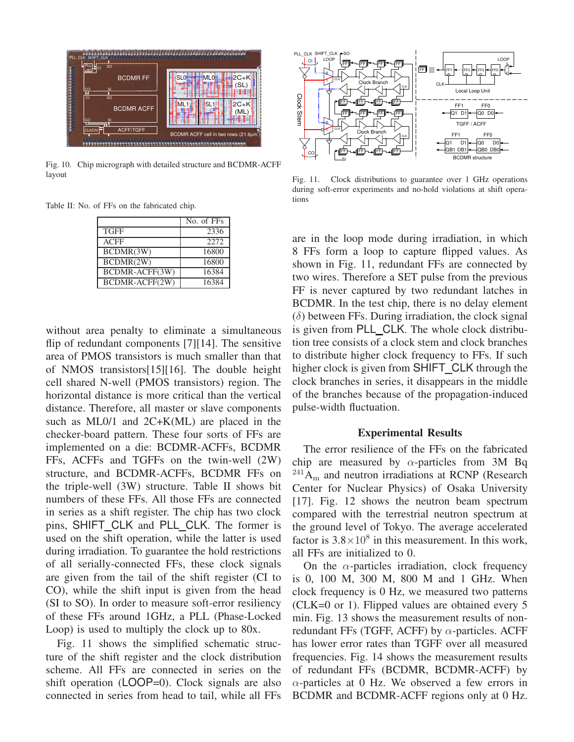Fig. 10. Chip micrograph with detailed structure and BCDMR-ACFF layout

Fig. 11. Clock distributions to guarantee over 1 GHz operations during soft-error experiments and no-hold violations at shift operations

Table II: No. of FFs on the fabricated chip.

| | No. of FFs |
|---|---|
| TGFF | 2336 |
| ACFF | 2272 |
| BCDMR(3W) | 16800 |
| BCDMR(2W) | 16800 |
| BCDMR-ACFF(3W) | 16384 |
| BCDMR-ACFF(2W) | 16384 |

without area penalty to eliminate a simultaneous flip of redundant components [7][14]. The sensitive area of PMOS transistors is much smaller than that of NMOS transistors[15][16]. The double height cell shared N-well (PMOS transistors) region. The horizontal distance is more critical than the vertical distance. Therefore, all master or slave components such as ML0/1 and 2C+K(ML) are placed in the checker-board pattern. These four sorts of FFs are implemented on a die: BCDMR-ACFFs, BCDMR FFs, ACFFs and TGFFs on the twin-well (2W) structure, and BCDMR-ACFFs, BCDMR FFs on the triple-well (3W) structure. Table II shows bit numbers of these FFs. All those FFs are connected in series as a shift register. The chip has two clock pins, SHIFT_CLK and PLL_CLK. The former is used on the shift operation, while the latter is used during irradiation. To guarantee the hold restrictions of all serially-connected FFs, these clock signals are given from the tail of the shift register (CI to CO), while the shift input is given from the head (SI to SO). In order to measure soft-error resiliency of these FFs around 1GHz, a PLL (Phase-Locked Loop) is used to multiply the clock up to 80x.

Fig. 11 shows the simplified schematic structure of the shift register and the clock distribution scheme. All FFs are connected in series on the shift operation (LOOP=0). Clock signals are also connected in series from head to tail, while all FFs are in the loop mode during irradiation, in which 8 FFs form a loop to capture flipped values. As shown in Fig. 11, redundant FFs are connected by two wires. Therefore a SET pulse from the previous FF is never captured by two redundant latches in BCDMR. In the test chip, there is no delay element ($\delta$) between FFs. During irradiation, the clock signal is given from PLL_CLK. The whole clock distribution tree consists of a clock stem and clock branches to distribute higher clock frequency to FFs. If such higher clock is given from SHIFT_CLK through the clock branches in series, it disappears in the middle of the branches because of the propagation-induced pulse-width fluctuation.

## Experimental Results

The error resilience of the FFs on the fabricated chip are measured by $\alpha$-particles from 3M Bq $^{241}\mathrm{A_m}$ and neutron irradiations at RCNP (Research Center for Nuclear Physics) of Osaka University [17]. Fig. 12 shows the neutron beam spectrum compared with the terrestrial neutron spectrum at the ground level of Tokyo. The average accelerated factor is $3.8\times10^8$ in this measurement. In this work, all FFs are initialized to 0.

On the $\alpha$-particles irradiation, clock frequency is 0, 100 M, 300 M, 800 M and 1 GHz. When clock frequency is 0 Hz, we measured two patterns (CLK=0 or 1). Flipped values are obtained every 5 min. Fig. 13 shows the measurement results of non-redundant FFs (TGFF, ACFF) by $\alpha$-particles. ACFF has lower error rates than TGFF over all measured frequencies. Fig. 14 shows the measurement results of redundant FFs (BCDMR, BCDMR-ACFF) by $\alpha$-particles at 0 Hz. We observed a few errors in BCDMR and BCDMR-ACFF regions only at 0 Hz.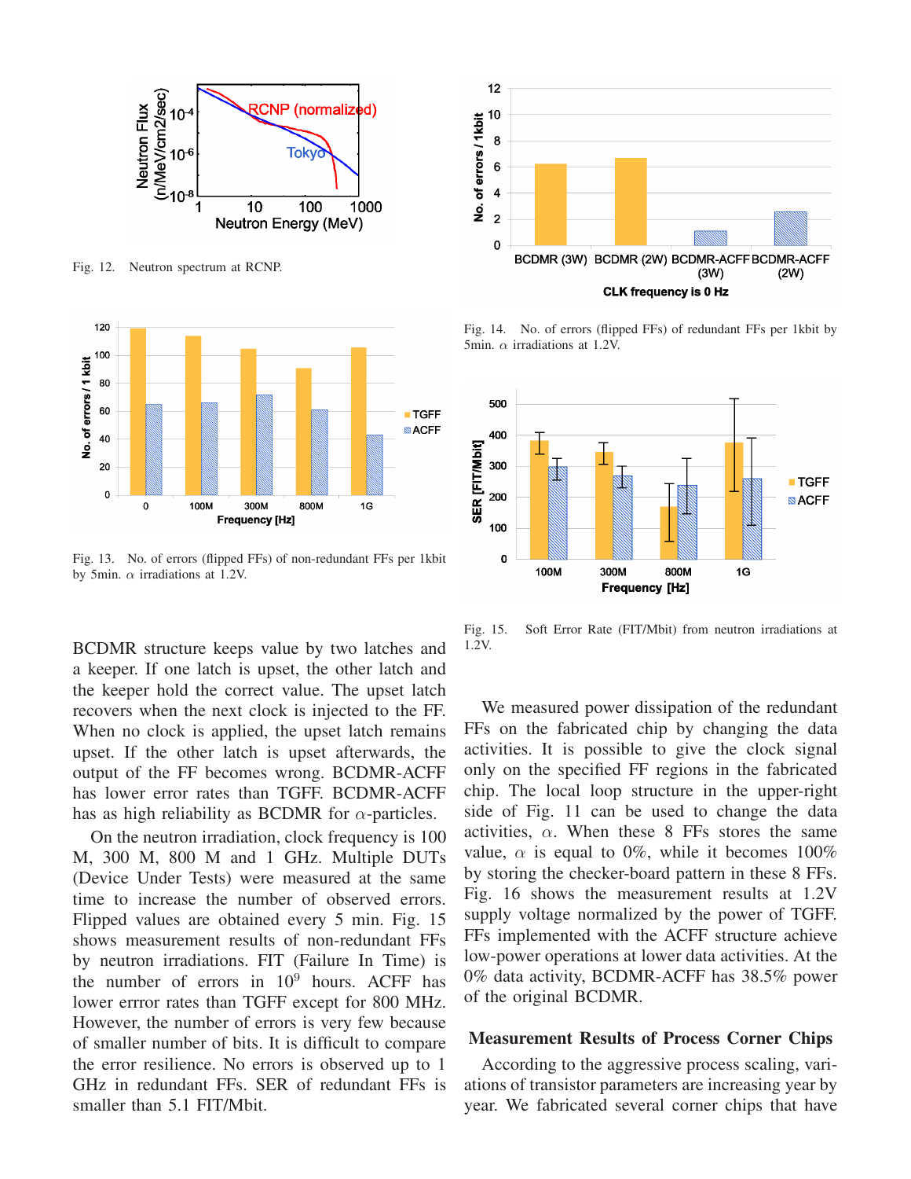Fig. 12. Neutron spectrum at RCNP.

Fig. 13. No. of errors (flipped FFs) of non-redundant FFs per 1kbit by 5min. $\alpha$ irradiations at 1.2V.

Fig. 14. No. of errors (flipped FFs) of redundant FFs per 1kbit by 5min. $\alpha$ irradiations at 1.2V.

Fig. 15. Soft Error Rate (FIT/Mbit) from neutron irradiations at 1.2V.

BCDMR structure keeps value by two latches and a keeper. If one latch is upset, the other latch and the keeper hold the correct value. The upset latch recovers when the next clock is injected to the FF. When no clock is applied, the upset latch remains upset. If the other latch is upset afterwards, the output of the FF becomes wrong. BCDMR-ACFF has lower error rates than TGFF. BCDMR-ACFF has as high reliability as BCDMR for $\alpha$-particles.

On the neutron irradiation, clock frequency is 100 M, 300 M, 800 M and 1 GHz. Multiple DUTs (Device Under Tests) were measured at the same time to increase the number of observed errors. Flipped values are obtained every 5 min. Fig. 15 shows measurement results of non-redundant FFs by neutron irradiations. FIT (Failure In Time) is the number of errors in $10^9$ hours. ACFF has lower errror rates than TGFF except for 800 MHz. However, the number of errors is very few because of smaller number of bits. It is difficult to compare the error resilience. No errors is observed up to 1 GHz in redundant FFs. SER of redundant FFs is smaller than 5.1 FIT/Mbit.

We measured power dissipation of the redundant FFs on the fabricated chip by changing the data activities. It is possible to give the clock signal only on the specified FF regions in the fabricated chip. The local loop structure in the upper-right side of Fig. 11 can be used to change the data activities, $\alpha$. When these 8 FFs stores the same value, $\alpha$ is equal to 0%, while it becomes 100% by storing the checker-board pattern in these 8 FFs. Fig. 16 shows the measurement results at 1.2V supply voltage normalized by the power of TGFF. FFs implemented with the ACFF structure achieve low-power operations at lower data activities. At the 0% data activity, BCDMR-ACFF has 38.5% power of the original BCDMR.

### Measurement Results of Process Corner Chips

According to the aggressive process scaling, variations of transistor parameters are increasing year by year. We fabricated several corner chips that have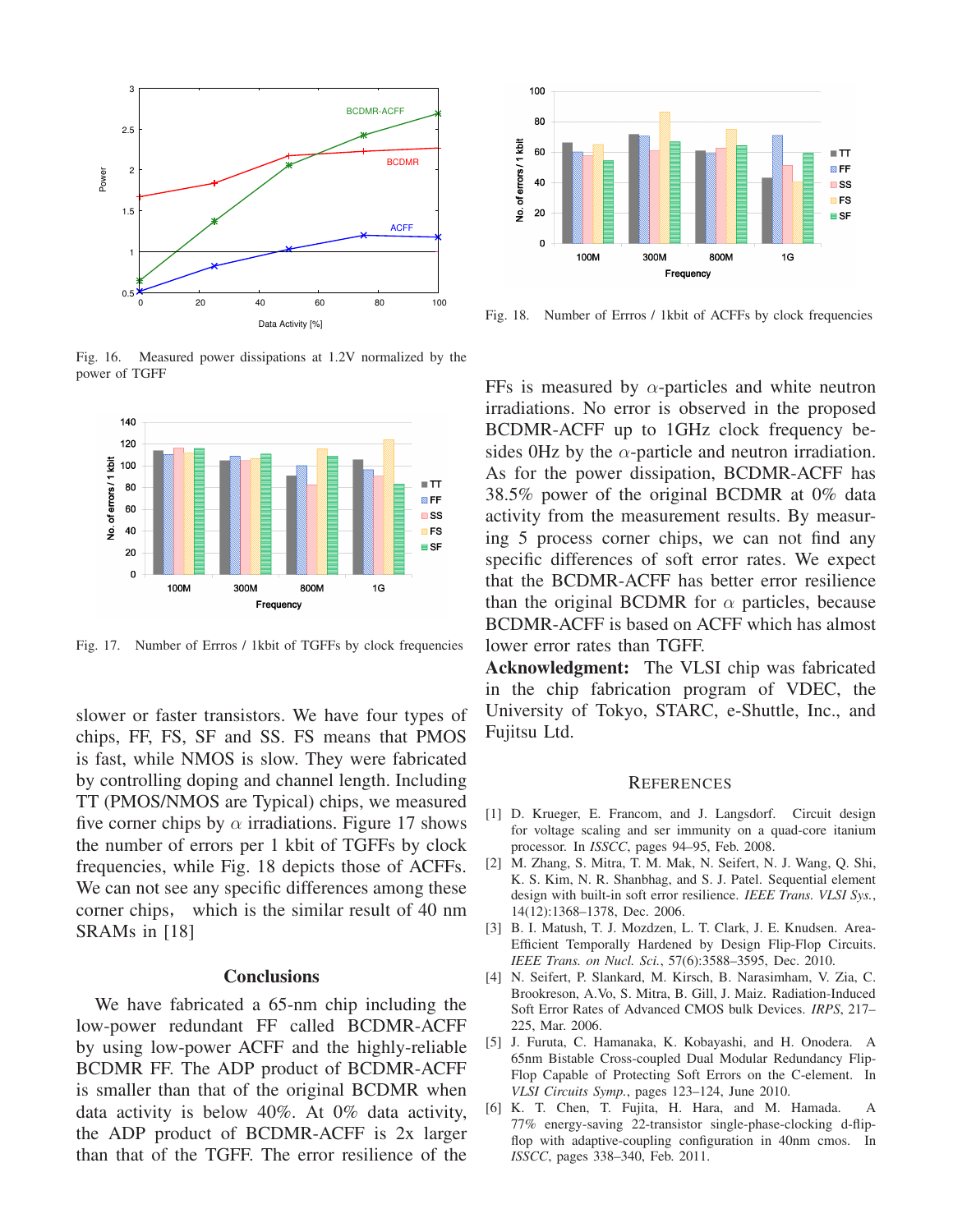Fig. 16. Measured power dissipations at 1.2V normalized by the power of TGFF

Fig. 17. Number of Errros / 1kbit of TGFFs by clock frequencies

slower or faster transistors. We have four types of chips, FF, FS, SF and SS. FS means that PMOS is fast, while NMOS is slow. They were fabricated by controlling doping and channel length. Including TT (PMOS/NMOS are Typical) chips, we measured five corner chips by $\alpha$ irradiations. Figure 17 shows the number of errors per 1 kbit of TGFFs by clock frequencies, while Fig. 18 depicts those of ACFFs. We can not see any specific differences among these corner chips, which is the similar result of 40 nm SRAMs in [18]

## Conclusions

We have fabricated a 65-nm chip including the low-power redundant FF called BCDMR-ACFF by using low-power ACFF and the highly-reliable BCDMR FF. The ADP product of BCDMR-ACFF is smaller than that of the original BCDMR when data activity is below 40%. At 0% data activity, the ADP product of BCDMR-ACFF is 2x larger than that of the TGFF. The error resilience of the FFs is measured by $\alpha$-particles and white neutron irradiations. No error is observed in the proposed BCDMR-ACFF up to 1GHz clock frequency besides 0Hz by the $\alpha$-particle and neutron irradiation. As for the power dissipation, BCDMR-ACFF has 38.5% power of the original BCDMR at 0% data activity from the measurement results. By measuring 5 process corner chips, we can not find any specific differences of soft error rates. We expect that the BCDMR-ACFF has better error resilience than the original BCDMR for $\alpha$ particles, because BCDMR-ACFF is based on ACFF which has almost lower error rates than TGFF.

**Acknowledgment:** The VLSI chip was fabricated in the chip fabrication program of VDEC, the University of Tokyo, STARC, e-Shuttle, Inc., and Fujitsu Ltd.

Fig. 18. Number of Errros / 1kbit of ACFFs by clock frequencies

## References

[1] D. Krueger, E. Francom, and J. Langsdorf. Circuit design for voltage scaling and ser immunity on a quad-core itanium processor. In *ISSCC*, pages 94–95, Feb. 2008.

[2] M. Zhang, S. Mitra, T. M. Mak, N. Seifert, N. J. Wang, Q. Shi, K. S. Kim, N. R. Shanbhag, and S. J. Patel. Sequential element design with built-in soft error resilience. *IEEE Trans. VLSI Sys.*, 14(12):1368–1378, Dec. 2006.

[3] B. I. Matush, T. J. Mozdzen, L. T. Clark, J. E. Knudsen. Area-Efficient Temporally Hardened by Design Flip-Flop Circuits. *IEEE Trans. on Nucl. Sci.*, 57(6):3588–3595, Dec. 2010.

[4] N. Seifert, P. Slankard, M. Kirsch, B. Narasimham, V. Zia, C. Brookreson, A.Vo, S. Mitra, B. Gill, J. Maiz. Radiation-Induced Soft Error Rates of Advanced CMOS bulk Devices. *IRPS*, 217–225, Mar. 2006.

[5] J. Furuta, C. Hamanaka, K. Kobayashi, and H. Onodera. A 65nm Bistable Cross-coupled Dual Modular Redundancy Flip-Flop Capable of Protecting Soft Errors on the C-element. In *VLSI Circuits Symp.*, pages 123–124, June 2010.

[6] K. T. Chen, T. Fujita, H. Hara, and M. Hamada. A 77% energy-saving 22-transistor single-phase-clocking d-flip-flop with adaptive-coupling configuration in 40nm cmos. In *ISSCC*, pages 338–340, Feb. 2011.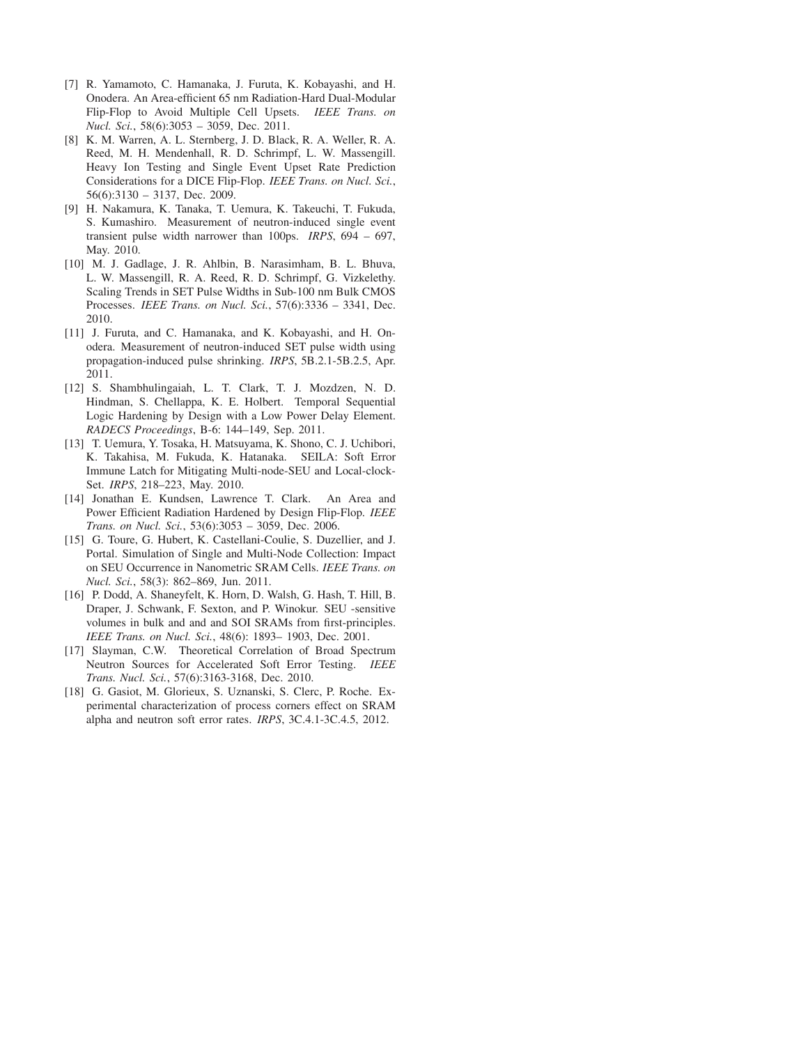[7] R. Yamamoto, C. Hamanaka, J. Furuta, K. Kobayashi, and H. Onodera. An Area-efficient 65 nm Radiation-Hard Dual-Modular Flip-Flop to Avoid Multiple Cell Upsets. *IEEE Trans. on Nucl. Sci.*, 58(6):3053 – 3059, Dec. 2011.

[8] K. M. Warren, A. L. Sternberg, J. D. Black, R. A. Weller, R. A. Reed, M. H. Mendenhall, R. D. Schrimpf, L. W. Massengill. Heavy Ion Testing and Single Event Upset Rate Prediction Considerations for a DICE Flip-Flop. *IEEE Trans. on Nucl. Sci.*, 56(6):3130 – 3137, Dec. 2009.

[9] H. Nakamura, K. Tanaka, T. Uemura, K. Takeuchi, T. Fukuda, S. Kumashiro. Measurement of neutron-induced single event transient pulse width narrower than 100ps. *IRPS*, 694 – 697, May. 2010.

[10] M. J. Gadlage, J. R. Ahlbin, B. Narasimham, B. L. Bhuva, L. W. Massengill, R. A. Reed, R. D. Schrimpf, G. Vizkelethy. Scaling Trends in SET Pulse Widths in Sub-100 nm Bulk CMOS Processes. *IEEE Trans. on Nucl. Sci.*, 57(6):3336 – 3341, Dec. 2010.

[11] J. Furuta, and C. Hamanaka, and K. Kobayashi, and H. Onodera. Measurement of neutron-induced SET pulse width using propagation-induced pulse shrinking. *IRPS*, 5B.2.1-5B.2.5, Apr. 2011.

[12] S. Shambhulingaiah, L. T. Clark, T. J. Mozdzen, N. D. Hindman, S. Chellappa, K. E. Holbert. Temporal Sequential Logic Hardening by Design with a Low Power Delay Element. *RADECS Proceedings*, B-6: 144–149, Sep. 2011.

[13] T. Uemura, Y. Tosaka, H. Matsuyama, K. Shono, C. J. Uchibori, K. Takahisa, M. Fukuda, K. Hatanaka. SEILA: Soft Error Immune Latch for Mitigating Multi-node-SEU and Local-clock-Set. *IRPS*, 218–223, May. 2010.

[14] Jonathan E. Kundsen, Lawrence T. Clark. An Area and Power Efficient Radiation Hardened by Design Flip-Flop. *IEEE Trans. on Nucl. Sci.*, 53(6):3053 – 3059, Dec. 2006.

[15] G. Toure, G. Hubert, K. Castellani-Coulie, S. Duzellier, and J. Portal. Simulation of Single and Multi-Node Collection: Impact on SEU Occurrence in Nanometric SRAM Cells. *IEEE Trans. on Nucl. Sci.*, 58(3): 862–869, Jun. 2011.

[16] P. Dodd, A. Shaneyfelt, K. Horn, D. Walsh, G. Hash, T. Hill, B. Draper, J. Schwank, F. Sexton, and P. Winokur. SEU -sensitive volumes in bulk and and and SOI SRAMs from first-principles. *IEEE Trans. on Nucl. Sci.*, 48(6): 1893– 1903, Dec. 2001.

[17] Slayman, C.W. Theoretical Correlation of Broad Spectrum Neutron Sources for Accelerated Soft Error Testing. *IEEE Trans. Nucl. Sci.*, 57(6):3163-3168, Dec. 2010.

[18] G. Gasiot, M. Glorieux, S. Uznanski, S. Clerc, P. Roche. Experimental characterization of process corners effect on SRAM alpha and neutron soft error rates. *IRPS*, 3C.4.1-3C.4.5, 2012.